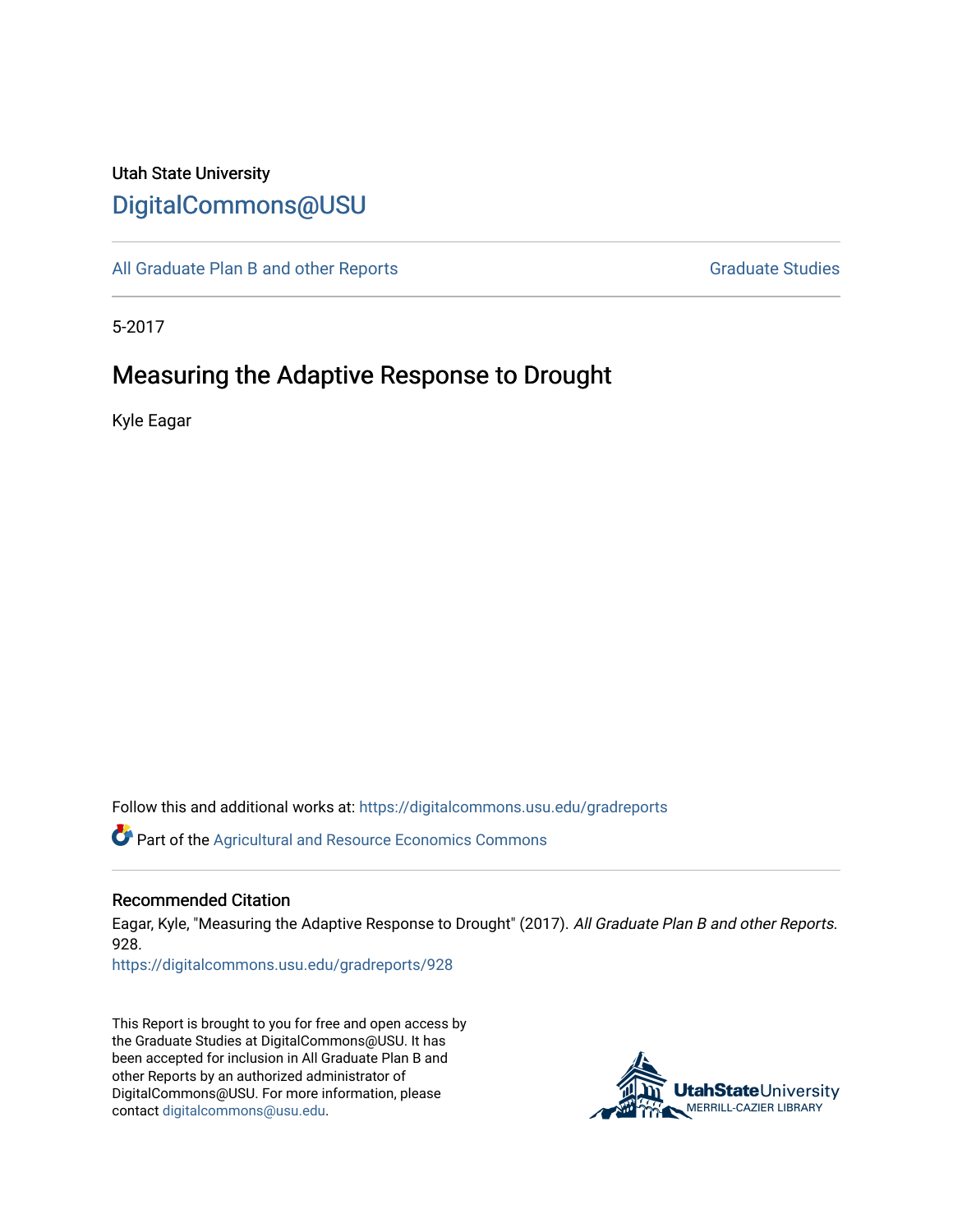Utah State University

# DigitalCommons@USU

All Graduate Plan B and other Reports

Graduate Studies

5-2017

## Measuring the Adaptive Response to Drought

Kyle Eagar

Follow this and additional works at: https://digitalcommons.usu.edu/gradreports

Part of the Agricultural and Resource Economics Commons

### Recommended Citation

Eagar, Kyle, "Measuring the Adaptive Response to Drought" (2017). *All Graduate Plan B and other Reports*. 928.

https://digitalcommons.usu.edu/gradreports/928

This Report is brought to you for free and open access by the Graduate Studies at DigitalCommons@USU. It has been accepted for inclusion in All Graduate Plan B and other Reports by an authorized administrator of DigitalCommons@USU. For more information, please contact digitalcommons@usu.edu.

UtahStateUniversity MERRILL-CAZIER LIBRARY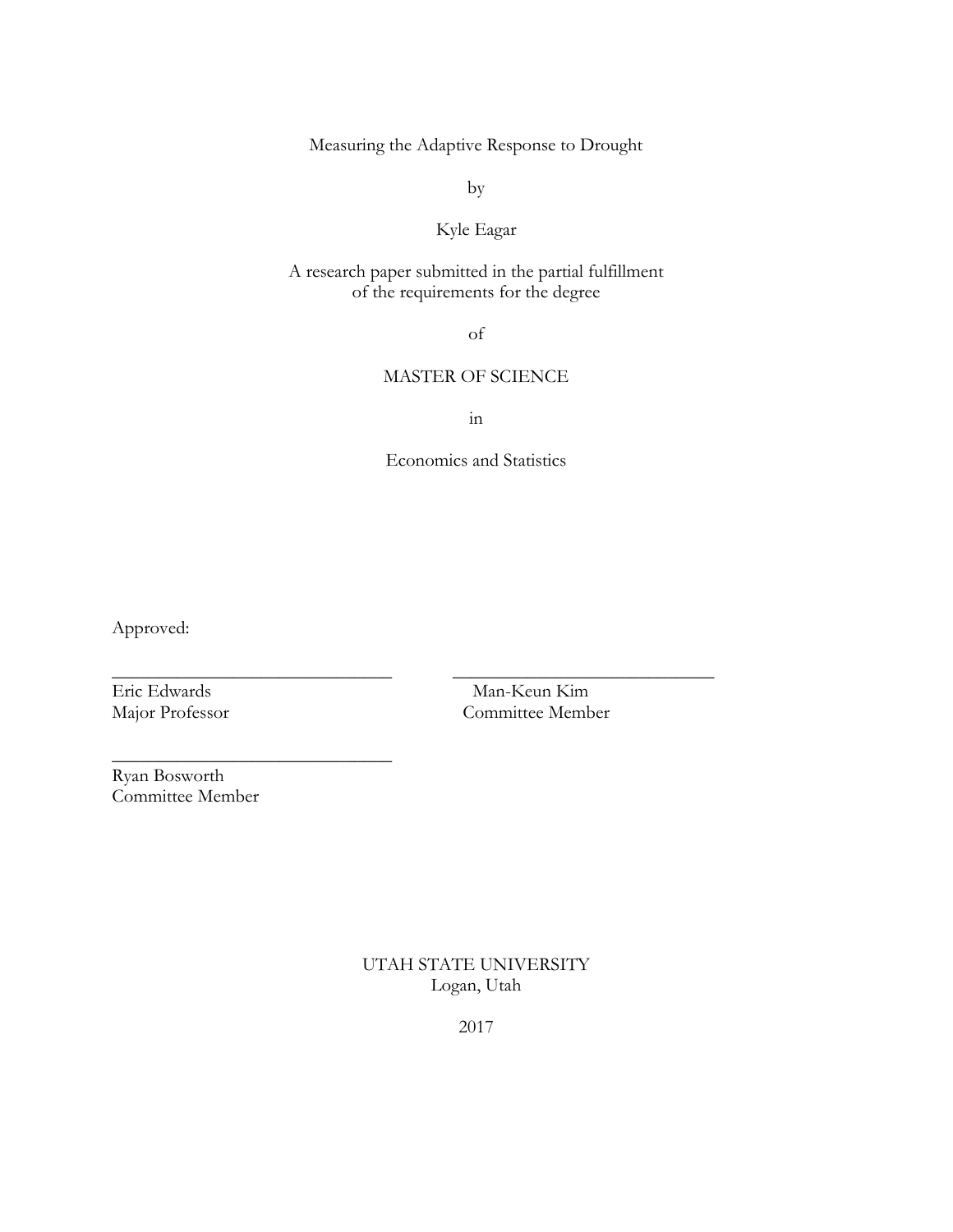Measuring the Adaptive Response to Drought

by

Kyle Eagar

A research paper submitted in the partial fulfillment
of the requirements for the degree

of

MASTER OF SCIENCE

in

Economics and Statistics

Approved:

_______________________________ _______________________________
Eric Edwards                     Man-Keun Kim
Major Professor                  Committee Member

_______________________________
Ryan Bosworth
Committee Member

UTAH STATE UNIVERSITY
Logan, Utah

2017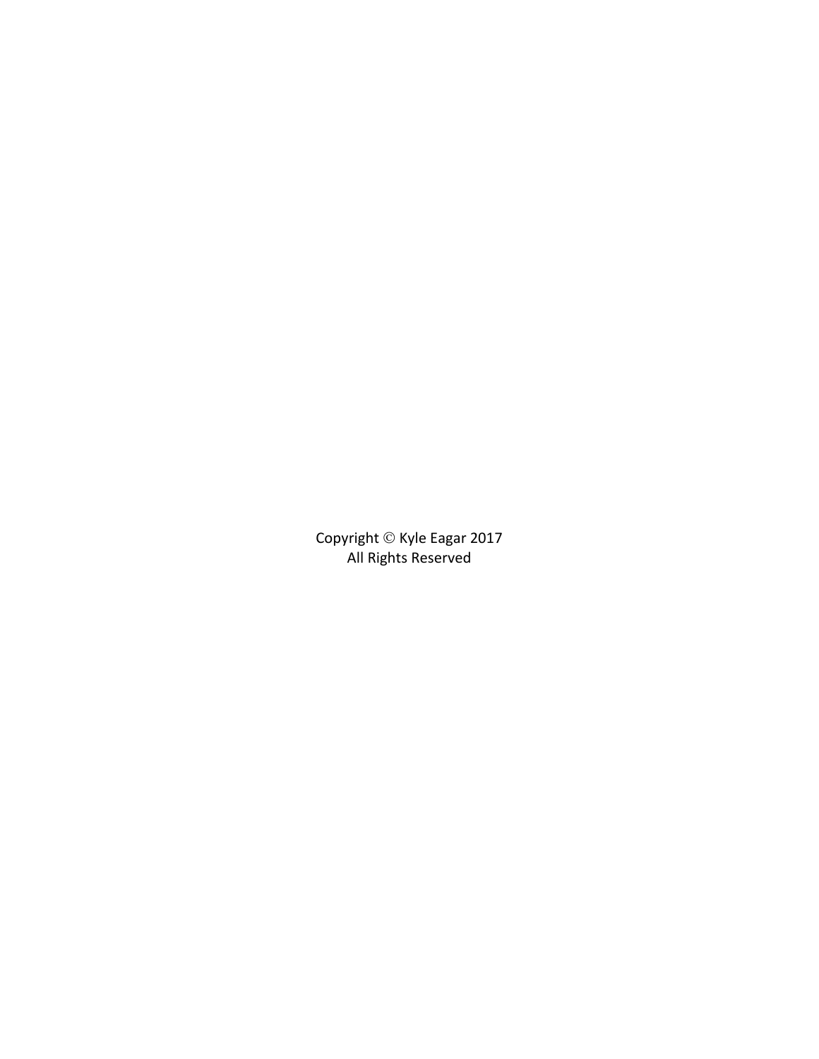Copyright © Kyle Eagar 2017
All Rights Reserved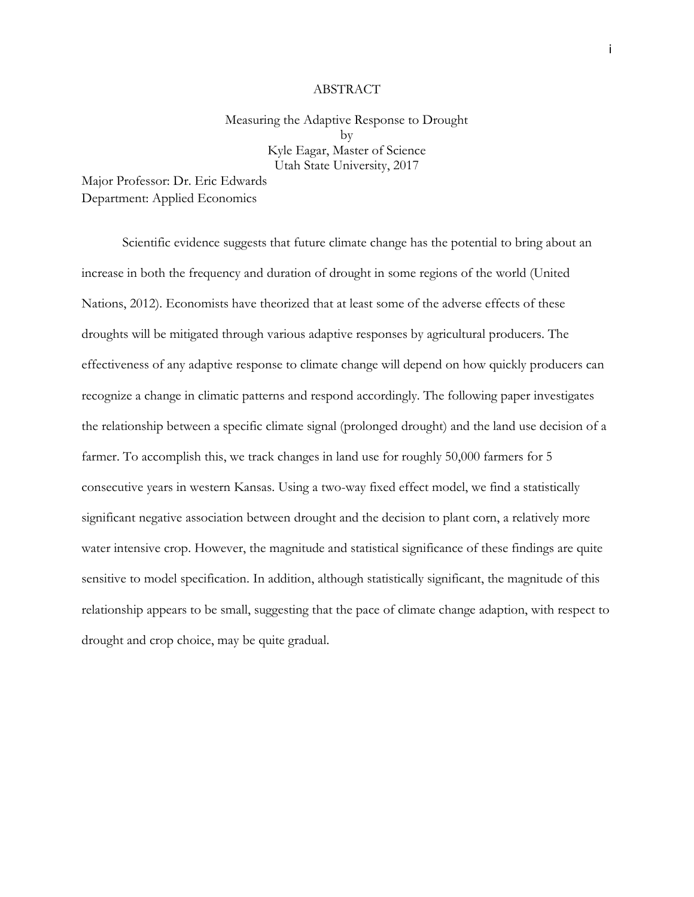# ABSTRACT

Measuring the Adaptive Response to Drought
by
Kyle Eagar, Master of Science
Utah State University, 2017

Major Professor: Dr. Eric Edwards
Department: Applied Economics

Scientific evidence suggests that future climate change has the potential to bring about an increase in both the frequency and duration of drought in some regions of the world (United Nations, 2012). Economists have theorized that at least some of the adverse effects of these droughts will be mitigated through various adaptive responses by agricultural producers. The effectiveness of any adaptive response to climate change will depend on how quickly producers can recognize a change in climatic patterns and respond accordingly. The following paper investigates the relationship between a specific climate signal (prolonged drought) and the land use decision of a farmer. To accomplish this, we track changes in land use for roughly 50,000 farmers for 5 consecutive years in western Kansas. Using a two-way fixed effect model, we find a statistically significant negative association between drought and the decision to plant corn, a relatively more water intensive crop. However, the magnitude and statistical significance of these findings are quite sensitive to model specification. In addition, although statistically significant, the magnitude of this relationship appears to be small, suggesting that the pace of climate change adaption, with respect to drought and crop choice, may be quite gradual.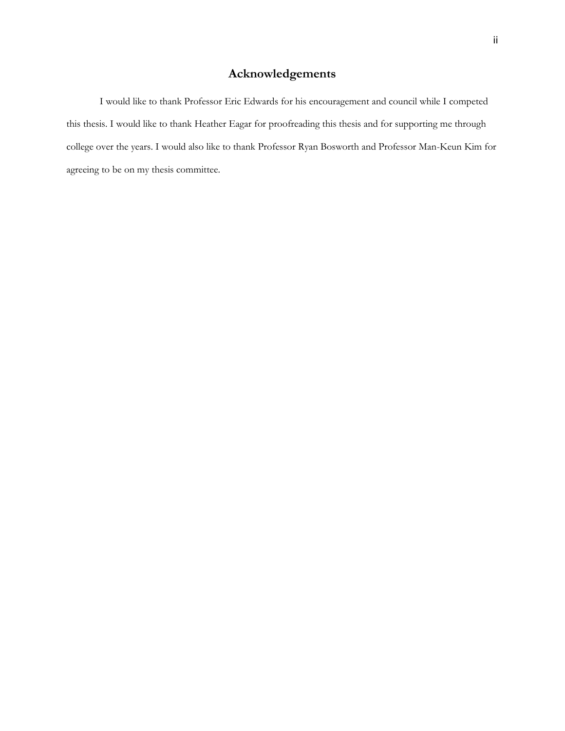# Acknowledgements

I would like to thank Professor Eric Edwards for his encouragement and council while I competed this thesis. I would like to thank Heather Eagar for proofreading this thesis and for supporting me through college over the years. I would also like to thank Professor Ryan Bosworth and Professor Man-Keun Kim for agreeing to be on my thesis committee.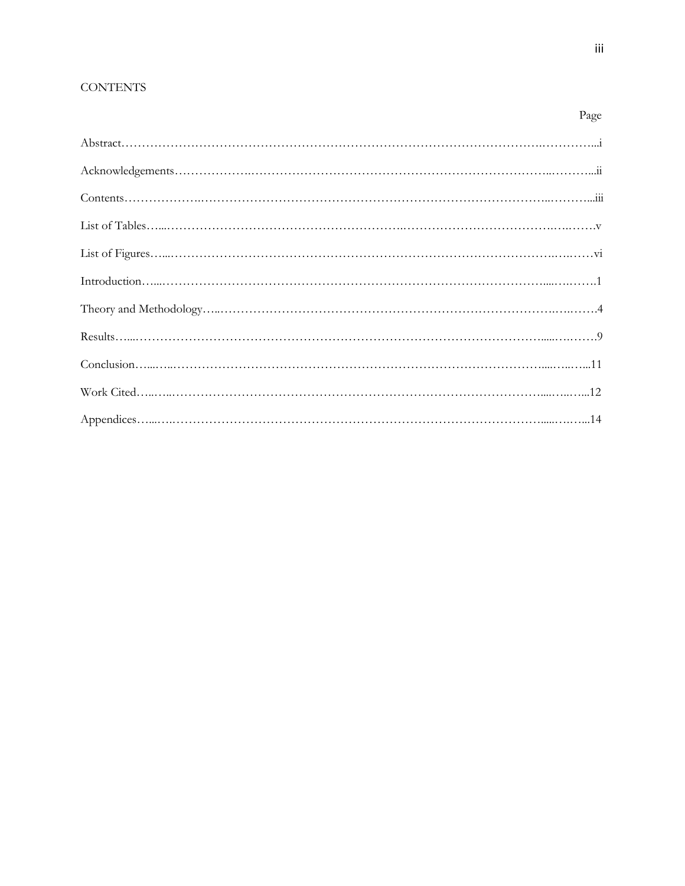# CONTENTS

| | Page |
|---|---|
| Abstract | i |
| Acknowledgements | ii |
| Contents | iii |
| List of Tables | v |
| List of Figures | vi |
| Introduction | 1 |
| Theory and Methodology | 4 |
| Results | 9 |
| Conclusion | 11 |
| Work Cited | 12 |
| Appendices | 14 |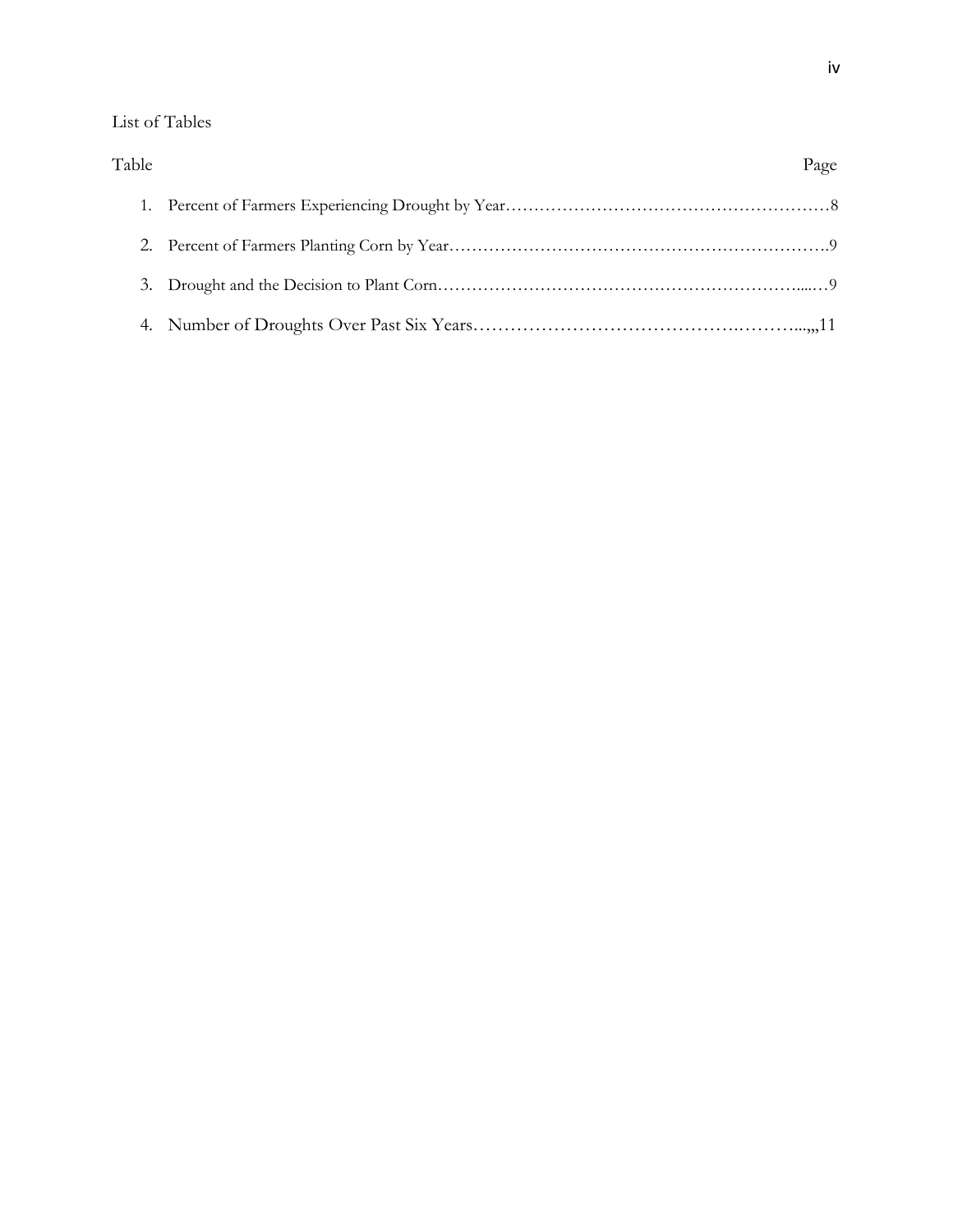List of Tables

Table Page

1. Percent of Farmers Experiencing Drought by Year……………………………………………………8
2. Percent of Farmers Planting Corn by Year………………………………………………………….9
3. Drought and the Decision to Plant Corn…………………………………………………………....…9
4. Number of Droughts Over Past Six Years……………………………………..………...,,,11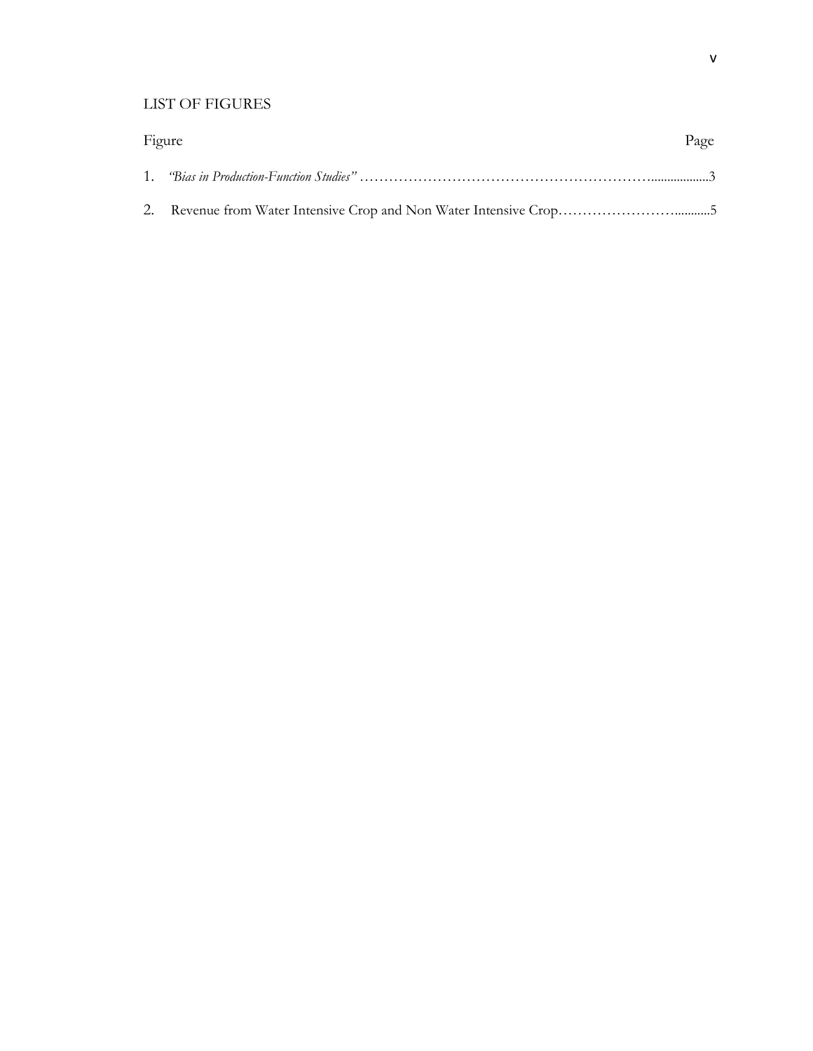## LIST OF FIGURES

| Figure | Page |
| --- | --- |
| 1. *"Bias in Production-Function Studies"* | 3 |
| 2. Revenue from Water Intensive Crop and Non Water Intensive Crop | 5 |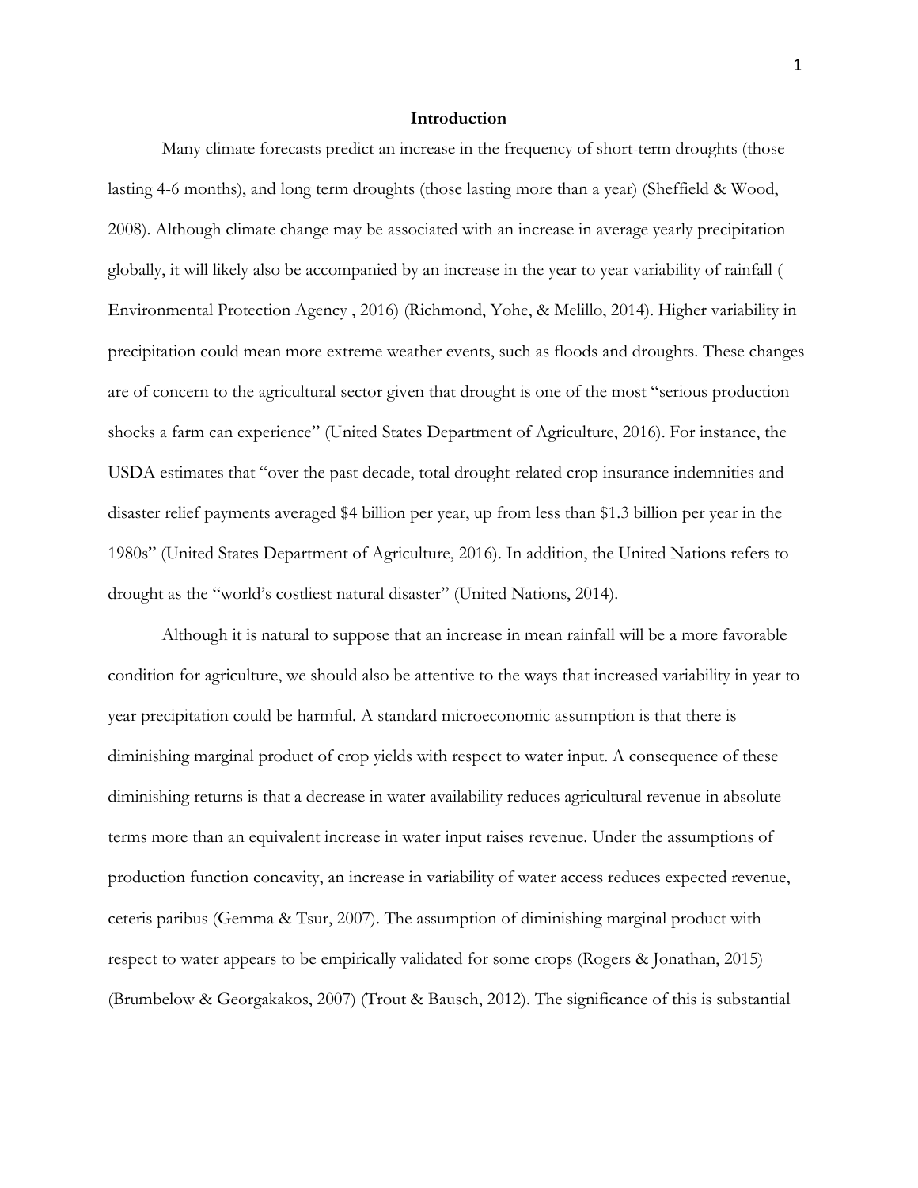## Introduction

Many climate forecasts predict an increase in the frequency of short-term droughts (those lasting 4-6 months), and long term droughts (those lasting more than a year) (Sheffield & Wood, 2008). Although climate change may be associated with an increase in average yearly precipitation globally, it will likely also be accompanied by an increase in the year to year variability of rainfall ( Environmental Protection Agency , 2016) (Richmond, Yohe, & Melillo, 2014). Higher variability in precipitation could mean more extreme weather events, such as floods and droughts. These changes are of concern to the agricultural sector given that drought is one of the most "serious production shocks a farm can experience" (United States Department of Agriculture, 2016). For instance, the USDA estimates that "over the past decade, total drought-related crop insurance indemnities and disaster relief payments averaged $4 billion per year, up from less than $1.3 billion per year in the 1980s" (United States Department of Agriculture, 2016). In addition, the United Nations refers to drought as the "world's costliest natural disaster" (United Nations, 2014).

Although it is natural to suppose that an increase in mean rainfall will be a more favorable condition for agriculture, we should also be attentive to the ways that increased variability in year to year precipitation could be harmful. A standard microeconomic assumption is that there is diminishing marginal product of crop yields with respect to water input. A consequence of these diminishing returns is that a decrease in water availability reduces agricultural revenue in absolute terms more than an equivalent increase in water input raises revenue. Under the assumptions of production function concavity, an increase in variability of water access reduces expected revenue, ceteris paribus (Gemma & Tsur, 2007). The assumption of diminishing marginal product with respect to water appears to be empirically validated for some crops (Rogers & Jonathan, 2015) (Brumbelow & Georgakakos, 2007) (Trout & Bausch, 2012). The significance of this is substantial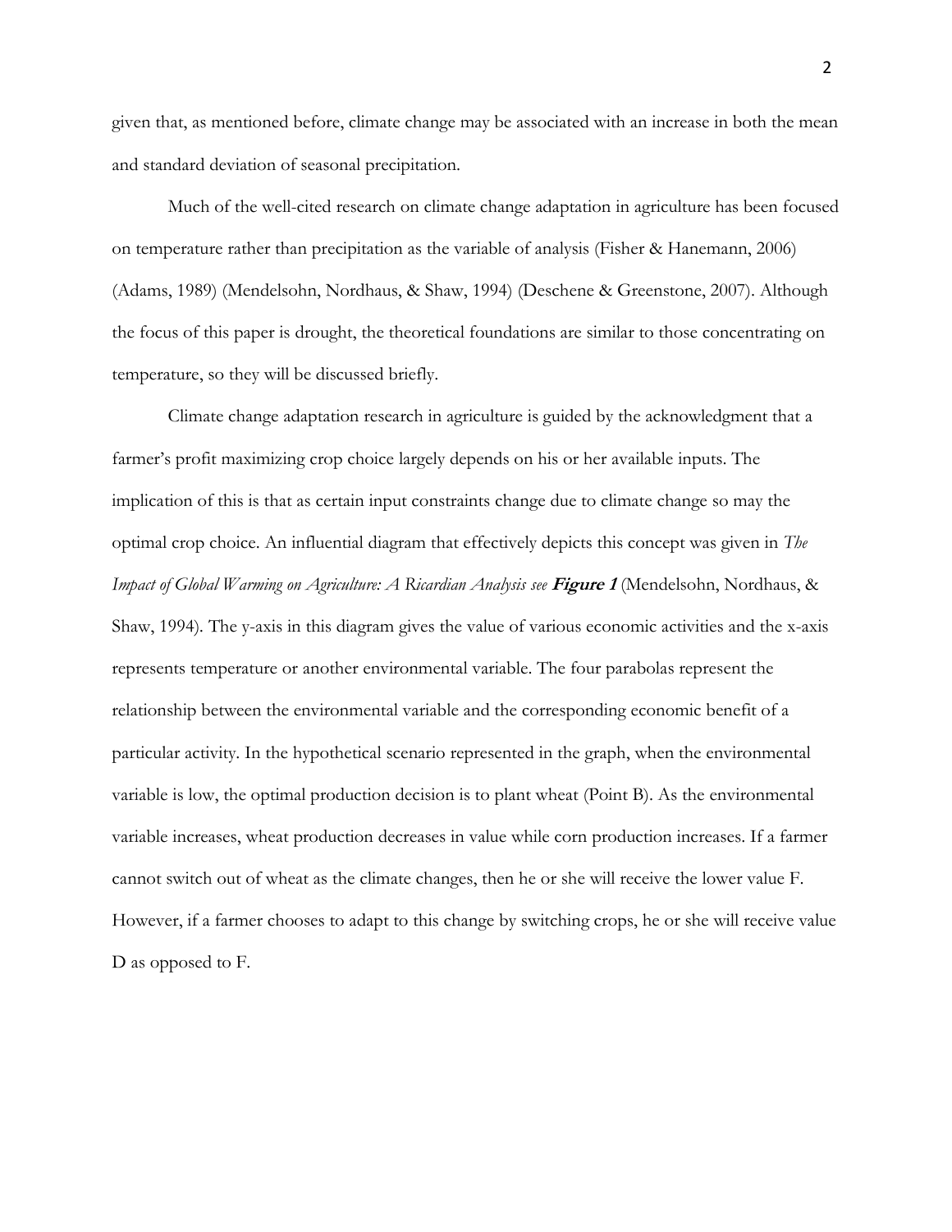given that, as mentioned before, climate change may be associated with an increase in both the mean and standard deviation of seasonal precipitation.

Much of the well-cited research on climate change adaptation in agriculture has been focused on temperature rather than precipitation as the variable of analysis (Fisher & Hanemann, 2006) (Adams, 1989) (Mendelsohn, Nordhaus, & Shaw, 1994) (Deschene & Greenstone, 2007). Although the focus of this paper is drought, the theoretical foundations are similar to those concentrating on temperature, so they will be discussed briefly.

Climate change adaptation research in agriculture is guided by the acknowledgment that a farmer's profit maximizing crop choice largely depends on his or her available inputs. The implication of this is that as certain input constraints change due to climate change so may the optimal crop choice. An influential diagram that effectively depicts this concept was given in *The Impact of Global Warming on Agriculture: A Ricardian Analysis see* ***Figure 1*** (Mendelsohn, Nordhaus, & Shaw, 1994). The y-axis in this diagram gives the value of various economic activities and the x-axis represents temperature or another environmental variable. The four parabolas represent the relationship between the environmental variable and the corresponding economic benefit of a particular activity. In the hypothetical scenario represented in the graph, when the environmental variable is low, the optimal production decision is to plant wheat (Point B). As the environmental variable increases, wheat production decreases in value while corn production increases. If a farmer cannot switch out of wheat as the climate changes, then he or she will receive the lower value F. However, if a farmer chooses to adapt to this change by switching crops, he or she will receive value D as opposed to F.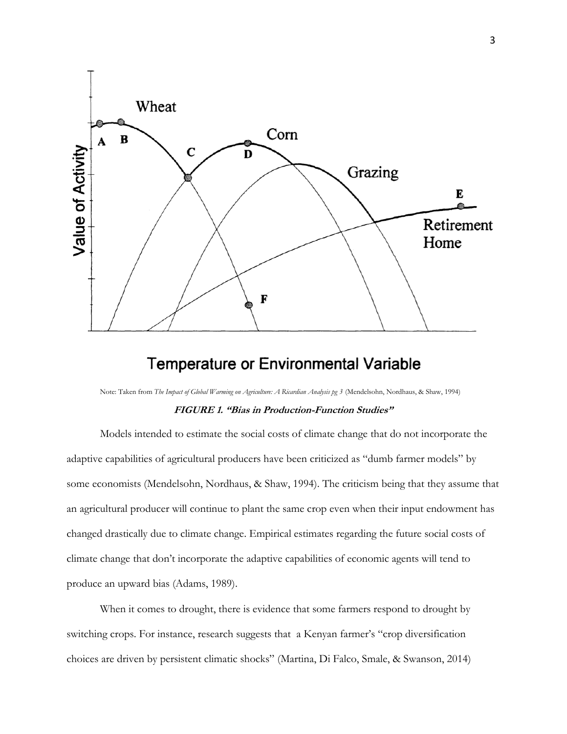Note: Taken from *The Impact of Global Warming on Agriculture: A Ricardian Analysis pg 3* (Mendelsohn, Nordhaus, & Shaw, 1994)

***FIGURE 1. "Bias in Production-Function Studies"***

Models intended to estimate the social costs of climate change that do not incorporate the adaptive capabilities of agricultural producers have been criticized as "dumb farmer models" by some economists (Mendelsohn, Nordhaus, & Shaw, 1994). The criticism being that they assume that an agricultural producer will continue to plant the same crop even when their input endowment has changed drastically due to climate change. Empirical estimates regarding the future social costs of climate change that don't incorporate the adaptive capabilities of economic agents will tend to produce an upward bias (Adams, 1989).

When it comes to drought, there is evidence that some farmers respond to drought by switching crops. For instance, research suggests that a Kenyan farmer's "crop diversification choices are driven by persistent climatic shocks" (Martina, Di Falco, Smale, & Swanson, 2014)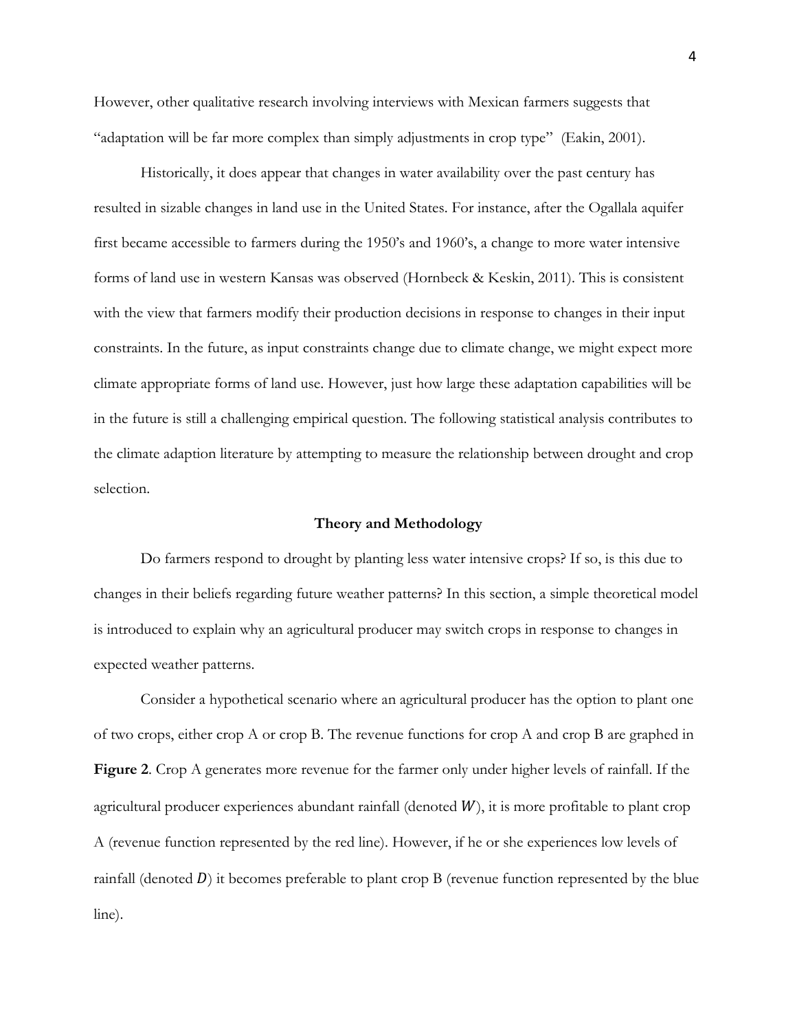However, other qualitative research involving interviews with Mexican farmers suggests that "adaptation will be far more complex than simply adjustments in crop type" (Eakin, 2001).

Historically, it does appear that changes in water availability over the past century has resulted in sizable changes in land use in the United States. For instance, after the Ogallala aquifer first became accessible to farmers during the 1950's and 1960's, a change to more water intensive forms of land use in western Kansas was observed (Hornbeck & Keskin, 2011). This is consistent with the view that farmers modify their production decisions in response to changes in their input constraints. In the future, as input constraints change due to climate change, we might expect more climate appropriate forms of land use. However, just how large these adaptation capabilities will be in the future is still a challenging empirical question. The following statistical analysis contributes to the climate adaption literature by attempting to measure the relationship between drought and crop selection.

## Theory and Methodology

Do farmers respond to drought by planting less water intensive crops? If so, is this due to changes in their beliefs regarding future weather patterns? In this section, a simple theoretical model is introduced to explain why an agricultural producer may switch crops in response to changes in expected weather patterns.

Consider a hypothetical scenario where an agricultural producer has the option to plant one of two crops, either crop A or crop B. The revenue functions for crop A and crop B are graphed in **Figure 2**. Crop A generates more revenue for the farmer only under higher levels of rainfall. If the agricultural producer experiences abundant rainfall (denoted $W$), it is more profitable to plant crop A (revenue function represented by the red line). However, if he or she experiences low levels of rainfall (denoted $D$) it becomes preferable to plant crop B (revenue function represented by the blue line).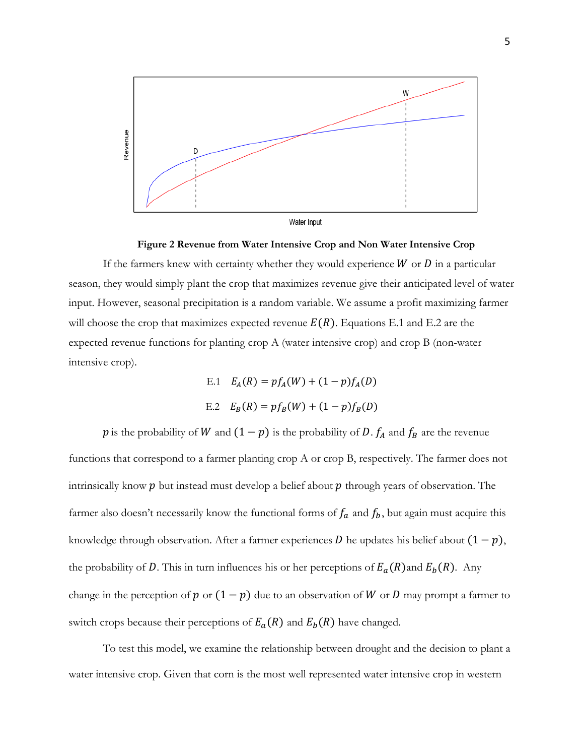**Figure 2 Revenue from Water Intensive Crop and Non Water Intensive Crop**

If the farmers knew with certainty whether they would experience $W$ or $D$ in a particular season, they would simply plant the crop that maximizes revenue give their anticipated level of water input. However, seasonal precipitation is a random variable. We assume a profit maximizing farmer will choose the crop that maximizes expected revenue $E(R)$. Equations E.1 and E.2 are the expected revenue functions for planting crop A (water intensive crop) and crop B (non-water intensive crop).

$$\text{E.1} \quad E_A(R) = pf_A(W) + (1-p)f_A(D)$$

$$\text{E.2} \quad E_B(R) = pf_B(W) + (1-p)f_B(D)$$

$p$ is the probability of $W$ and $(1-p)$ is the probability of $D$. $f_A$ and $f_B$ are the revenue functions that correspond to a farmer planting crop A or crop B, respectively. The farmer does not intrinsically know $p$ but instead must develop a belief about $p$ through years of observation. The farmer also doesn't necessarily know the functional forms of $f_a$ and $f_b$, but again must acquire this knowledge through observation. After a farmer experiences $D$ he updates his belief about $(1-p)$, the probability of $D$. This in turn influences his or her perceptions of $E_a(R)$and $E_b(R)$. Any change in the perception of $p$ or $(1-p)$ due to an observation of $W$ or $D$ may prompt a farmer to switch crops because their perceptions of $E_a(R)$ and $E_b(R)$ have changed.

To test this model, we examine the relationship between drought and the decision to plant a water intensive crop. Given that corn is the most well represented water intensive crop in western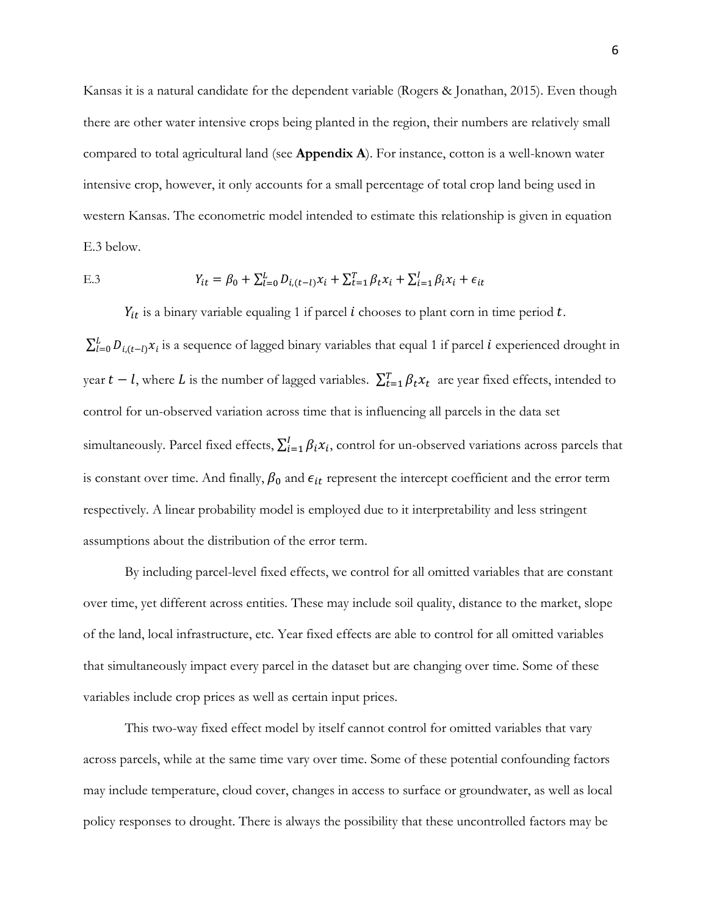Kansas it is a natural candidate for the dependent variable (Rogers & Jonathan, 2015). Even though there are other water intensive crops being planted in the region, their numbers are relatively small compared to total agricultural land (see **Appendix A**). For instance, cotton is a well-known water intensive crop, however, it only accounts for a small percentage of total crop land being used in western Kansas. The econometric model intended to estimate this relationship is given in equation E.3 below.

E.3 $$Y_{it} = \beta_0 + \sum_{l=0}^{L} D_{i,(t-l)}x_i + \sum_{t=1}^{T} \beta_t x_i + \sum_{i=1}^{I} \beta_i x_i + \epsilon_{it}$$

$Y_{it}$ is a binary variable equaling 1 if parcel $i$ chooses to plant corn in time period $t$. $\sum_{l=0}^{L} D_{i,(t-l)}x_i$ is a sequence of lagged binary variables that equal 1 if parcel $i$ experienced drought in year $t - l$, where $L$ is the number of lagged variables. $\sum_{t=1}^{T} \beta_t x_t$ are year fixed effects, intended to control for un-observed variation across time that is influencing all parcels in the data set simultaneously. Parcel fixed effects, $\sum_{i=1}^{I} \beta_i x_i$, control for un-observed variations across parcels that is constant over time. And finally, $\beta_0$ and $\epsilon_{it}$ represent the intercept coefficient and the error term respectively. A linear probability model is employed due to it interpretability and less stringent assumptions about the distribution of the error term.

By including parcel-level fixed effects, we control for all omitted variables that are constant over time, yet different across entities. These may include soil quality, distance to the market, slope of the land, local infrastructure, etc. Year fixed effects are able to control for all omitted variables that simultaneously impact every parcel in the dataset but are changing over time. Some of these variables include crop prices as well as certain input prices.

This two-way fixed effect model by itself cannot control for omitted variables that vary across parcels, while at the same time vary over time. Some of these potential confounding factors may include temperature, cloud cover, changes in access to surface or groundwater, as well as local policy responses to drought. There is always the possibility that these uncontrolled factors may be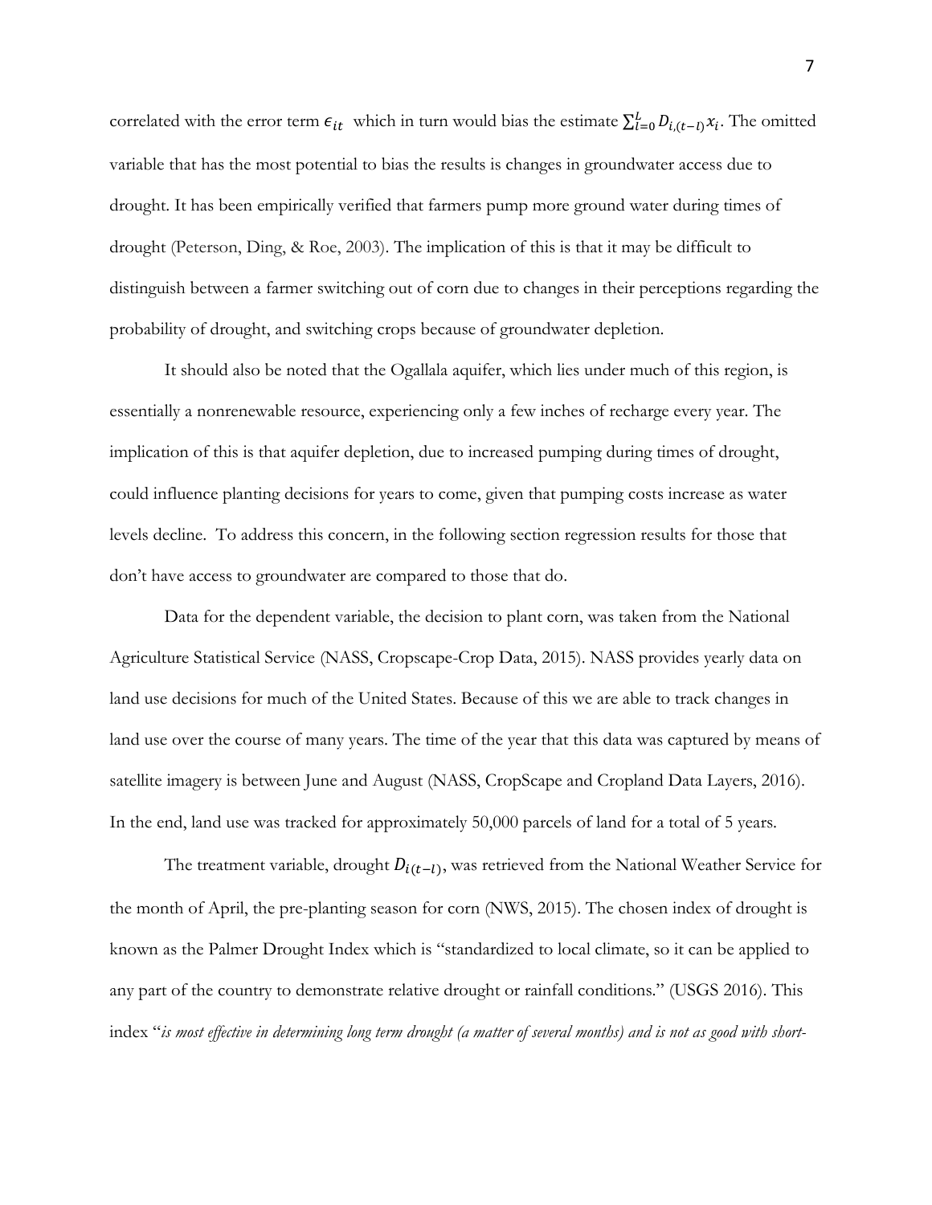correlated with the error term $\epsilon_{it}$ which in turn would bias the estimate $\sum_{l=0}^{L} D_{i,(t-l)} x_i$. The omitted variable that has the most potential to bias the results is changes in groundwater access due to drought. It has been empirically verified that farmers pump more ground water during times of drought (Peterson, Ding, & Roe, 2003). The implication of this is that it may be difficult to distinguish between a farmer switching out of corn due to changes in their perceptions regarding the probability of drought, and switching crops because of groundwater depletion.

It should also be noted that the Ogallala aquifer, which lies under much of this region, is essentially a nonrenewable resource, experiencing only a few inches of recharge every year. The implication of this is that aquifer depletion, due to increased pumping during times of drought, could influence planting decisions for years to come, given that pumping costs increase as water levels decline. To address this concern, in the following section regression results for those that don't have access to groundwater are compared to those that do.

Data for the dependent variable, the decision to plant corn, was taken from the National Agriculture Statistical Service (NASS, Cropscape-Crop Data, 2015). NASS provides yearly data on land use decisions for much of the United States. Because of this we are able to track changes in land use over the course of many years. The time of the year that this data was captured by means of satellite imagery is between June and August (NASS, CropScape and Cropland Data Layers, 2016). In the end, land use was tracked for approximately 50,000 parcels of land for a total of 5 years.

The treatment variable, drought $D_{i(t-l)}$, was retrieved from the National Weather Service for the month of April, the pre-planting season for corn (NWS, 2015). The chosen index of drought is known as the Palmer Drought Index which is "standardized to local climate, so it can be applied to any part of the country to demonstrate relative drought or rainfall conditions." (USGS 2016). This index "*is most effective in determining long term drought (a matter of several months) and is not as good with short-*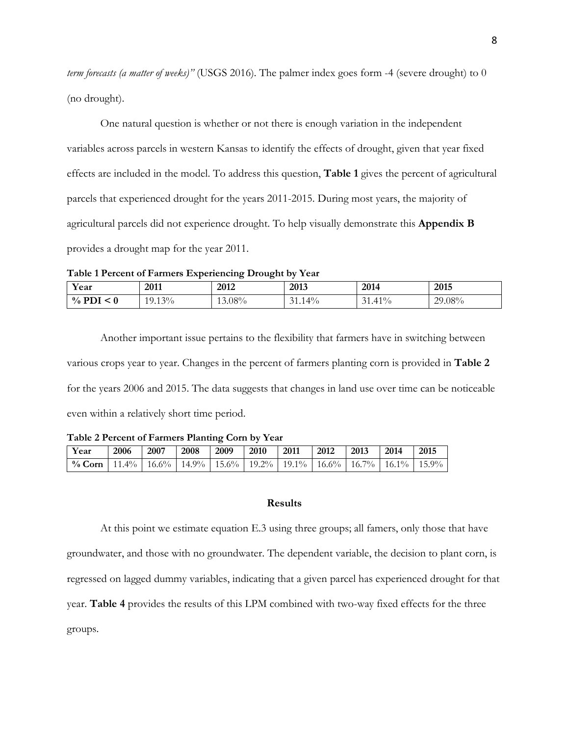*term forecasts (a matter of weeks)"* (USGS 2016). The palmer index goes form -4 (severe drought) to 0 (no drought).

One natural question is whether or not there is enough variation in the independent variables across parcels in western Kansas to identify the effects of drought, given that year fixed effects are included in the model. To address this question, **Table 1** gives the percent of agricultural parcels that experienced drought for the years 2011-2015. During most years, the majority of agricultural parcels did not experience drought. To help visually demonstrate this **Appendix B** provides a drought map for the year 2011.

**Table 1 Percent of Farmers Experiencing Drought by Year**

| **Year** | **2011** | **2012** | **2013** | **2014** | **2015** |
|---|---|---|---|---|---|
| **% PDI < 0** | 19.13% | 13.08% | 31.14% | 31.41% | 29.08% |

Another important issue pertains to the flexibility that farmers have in switching between various crops year to year. Changes in the percent of farmers planting corn is provided in **Table 2** for the years 2006 and 2015. The data suggests that changes in land use over time can be noticeable even within a relatively short time period.

**Table 2 Percent of Farmers Planting Corn by Year**

| **Year** | **2006** | **2007** | **2008** | **2009** | **2010** | **2011** | **2012** | **2013** | **2014** | **2015** |
|---|---|---|---|---|---|---|---|---|---|---|
| **% Corn** | 11.4% | 16.6% | 14.9% | 15.6% | 19.2% | 19.1% | 16.6% | 16.7% | 16.1% | 15.9% |

## Results

At this point we estimate equation E.3 using three groups; all famers, only those that have groundwater, and those with no groundwater. The dependent variable, the decision to plant corn, is regressed on lagged dummy variables, indicating that a given parcel has experienced drought for that year. **Table 4** provides the results of this LPM combined with two-way fixed effects for the three groups.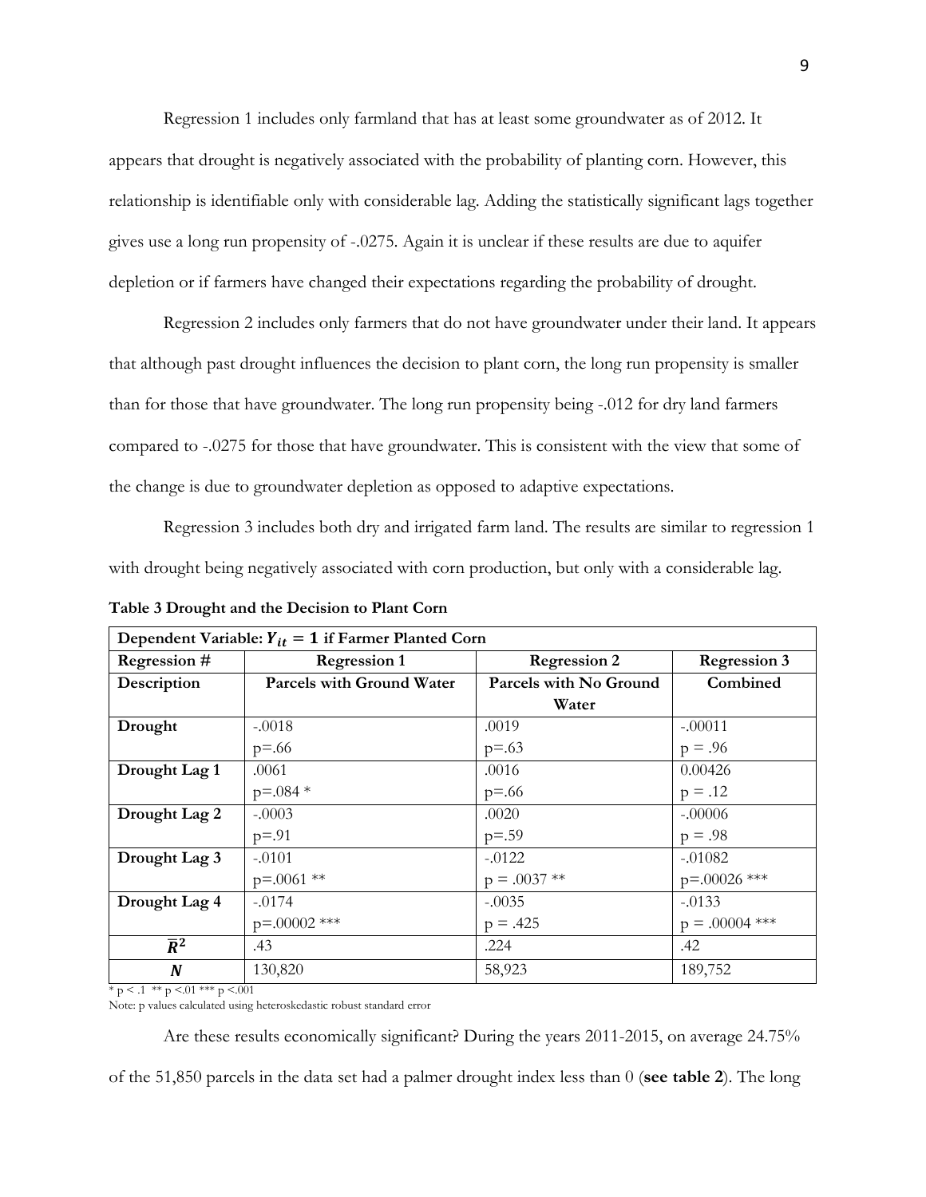Regression 1 includes only farmland that has at least some groundwater as of 2012. It appears that drought is negatively associated with the probability of planting corn. However, this relationship is identifiable only with considerable lag. Adding the statistically significant lags together gives use a long run propensity of -.0275. Again it is unclear if these results are due to aquifer depletion or if farmers have changed their expectations regarding the probability of drought.

Regression 2 includes only farmers that do not have groundwater under their land. It appears that although past drought influences the decision to plant corn, the long run propensity is smaller than for those that have groundwater. The long run propensity being -.012 for dry land farmers compared to -.0275 for those that have groundwater. This is consistent with the view that some of the change is due to groundwater depletion as opposed to adaptive expectations.

Regression 3 includes both dry and irrigated farm land. The results are similar to regression 1 with drought being negatively associated with corn production, but only with a considerable lag.

**Table 3 Drought and the Decision to Plant Corn**

| **Dependent Variable: $Y_{it} = 1$ if Farmer Planted Corn** | | | |
|---|---|---|---|
| **Regression #** | **Regression 1** | **Regression 2** | **Regression 3** |
| **Description** | **Parcels with Ground Water** | **Parcels with No Ground Water** | **Combined** |
| **Drought** | -.0018<br>p=.66 | .0019<br>p=.63 | -.00011<br>p = .96 |
| **Drought Lag 1** | .0061<br>p=.084 * | .0016<br>p=.66 | 0.00426<br>p = .12 |
| **Drought Lag 2** | -.0003<br>p=.91 | .0020<br>p=.59 | -.00006<br>p = .98 |
| **Drought Lag 3** | -.0101<br>p=.0061 ** | -.0122<br>p = .0037 ** | -.01082<br>p=.00026 *** |
| **Drought Lag 4** | -.0174<br>p=.00002 *** | -.0035<br>p = .425 | -.0133<br>p = .00004 *** |
| $\bar{R}^2$ | .43 | .224 | .42 |
| $N$ | 130,820 | 58,923 | 189,752 |

\* p < .1 ** p <.01 *** p <.001

Note: p values calculated using heteroskedastic robust standard error

Are these results economically significant? During the years 2011-2015, on average 24.75% of the 51,850 parcels in the data set had a palmer drought index less than 0 (**see table 2**). The long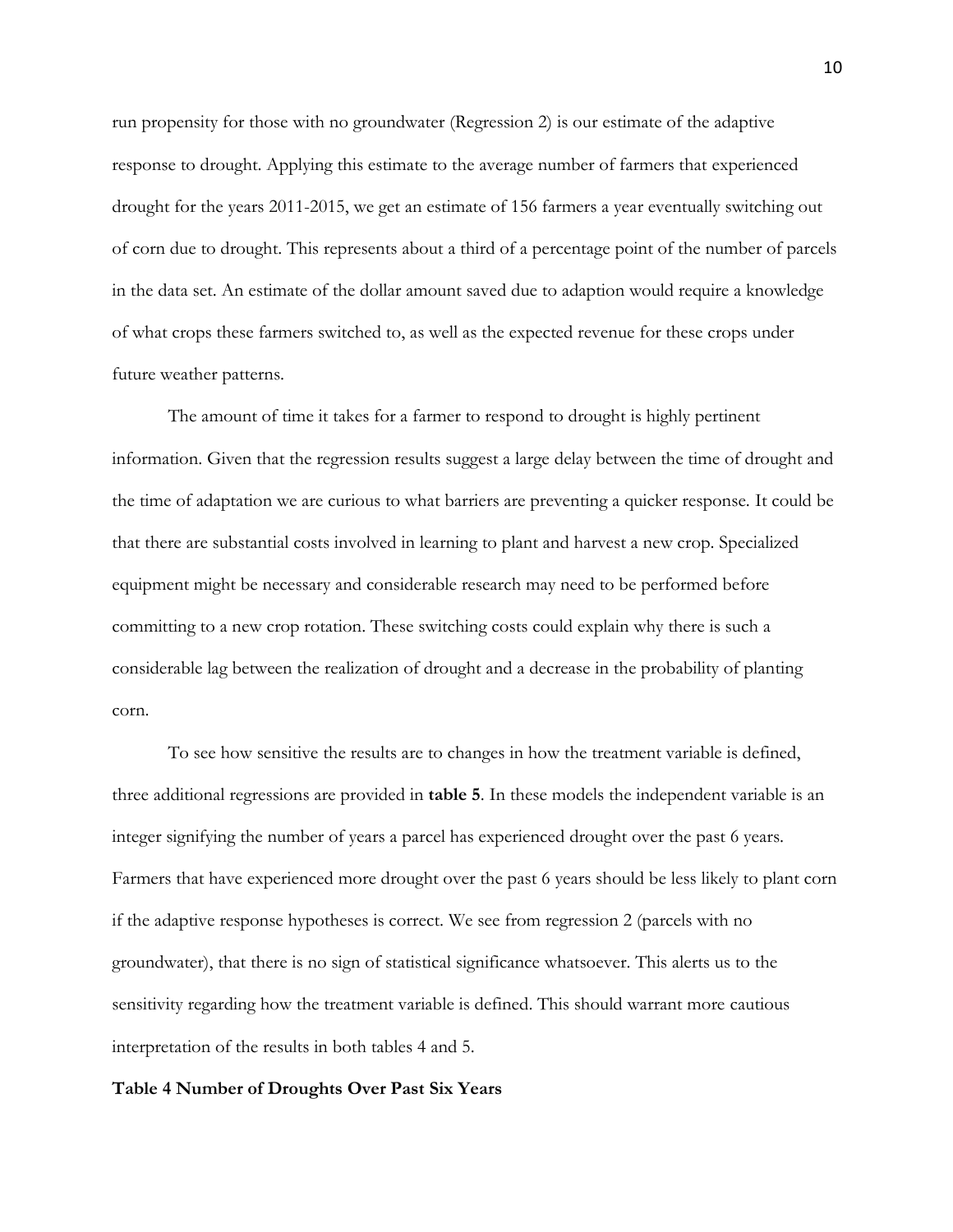run propensity for those with no groundwater (Regression 2) is our estimate of the adaptive response to drought. Applying this estimate to the average number of farmers that experienced drought for the years 2011-2015, we get an estimate of 156 farmers a year eventually switching out of corn due to drought. This represents about a third of a percentage point of the number of parcels in the data set. An estimate of the dollar amount saved due to adaption would require a knowledge of what crops these farmers switched to, as well as the expected revenue for these crops under future weather patterns.

The amount of time it takes for a farmer to respond to drought is highly pertinent information. Given that the regression results suggest a large delay between the time of drought and the time of adaptation we are curious to what barriers are preventing a quicker response. It could be that there are substantial costs involved in learning to plant and harvest a new crop. Specialized equipment might be necessary and considerable research may need to be performed before committing to a new crop rotation. These switching costs could explain why there is such a considerable lag between the realization of drought and a decrease in the probability of planting corn.

To see how sensitive the results are to changes in how the treatment variable is defined, three additional regressions are provided in **table 5**. In these models the independent variable is an integer signifying the number of years a parcel has experienced drought over the past 6 years. Farmers that have experienced more drought over the past 6 years should be less likely to plant corn if the adaptive response hypotheses is correct. We see from regression 2 (parcels with no groundwater), that there is no sign of statistical significance whatsoever. This alerts us to the sensitivity regarding how the treatment variable is defined. This should warrant more cautious interpretation of the results in both tables 4 and 5.

**Table 4 Number of Droughts Over Past Six Years**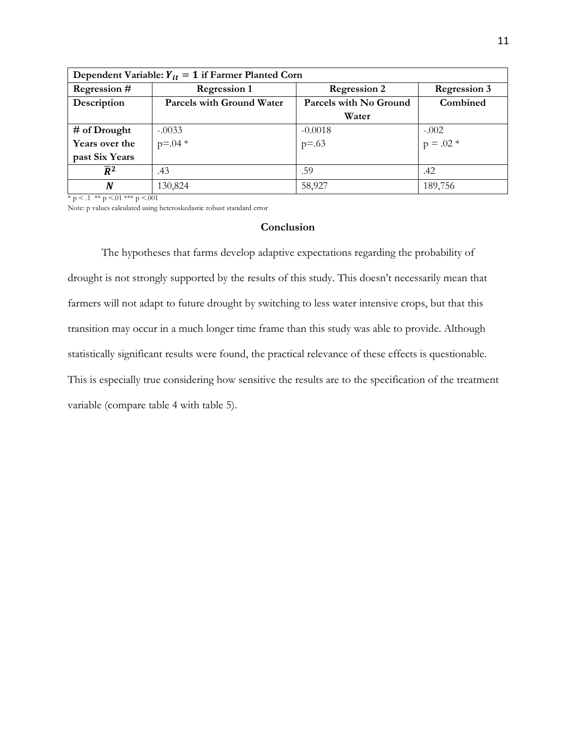| Dependent Variable: $Y_{it} = 1$ if Farmer Planted Corn | | | |
|---|---|---|---|
| **Regression #** | **Regression 1** | **Regression 2** | **Regression 3** |
| **Description** | **Parcels with Ground Water** | **Parcels with No Ground Water** | **Combined** |
| **# of Drought Years over the past Six Years** | -.0033<br>p=.04 * | -0.0018<br>p=.63 | -.002<br>p = .02 * |
| $\bar{R}^2$ | .43 | .59 | .42 |
| $N$ | 130,824 | 58,927 | 189,756 |

* p < .1 ** p <.01 *** p <.001

Note: p values calculated using heteroskedastic robust standard error

### Conclusion

The hypotheses that farms develop adaptive expectations regarding the probability of drought is not strongly supported by the results of this study. This doesn't necessarily mean that farmers will not adapt to future drought by switching to less water intensive crops, but that this transition may occur in a much longer time frame than this study was able to provide. Although statistically significant results were found, the practical relevance of these effects is questionable. This is especially true considering how sensitive the results are to the specification of the treatment variable (compare table 4 with table 5).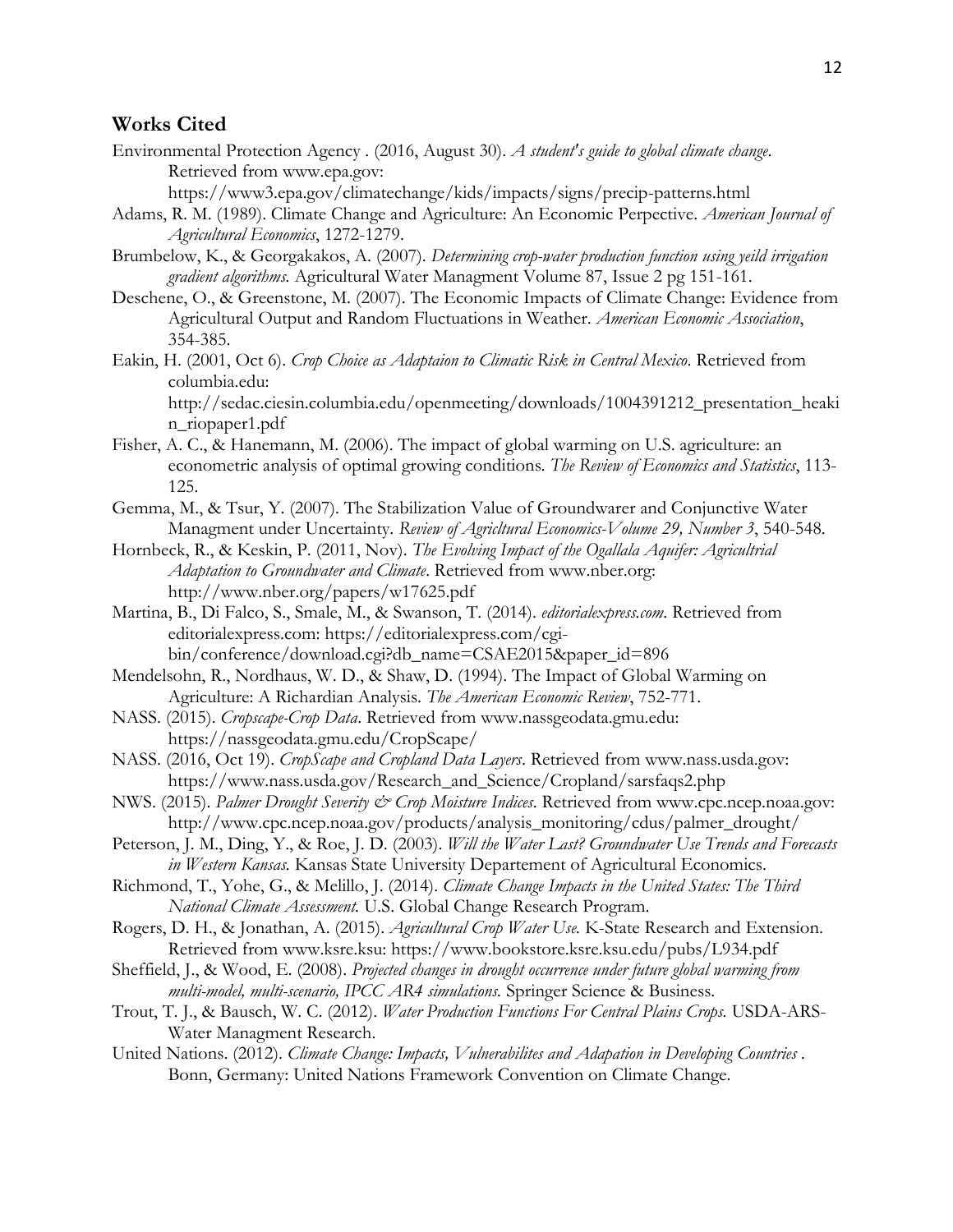## Works Cited

Environmental Protection Agency . (2016, August 30). *A student's guide to global climate change*. Retrieved from www.epa.gov: https://www3.epa.gov/climatechange/kids/impacts/signs/precip-patterns.html

Adams, R. M. (1989). Climate Change and Agriculture: An Economic Perpective. *American Journal of Agricultural Economics*, 1272-1279.

Brumbelow, K., & Georgakakos, A. (2007). *Determining crop-water production function using yeild irrigation gradient algorithms.* Agricultural Water Managment Volume 87, Issue 2 pg 151-161.

Deschene, O., & Greenstone, M. (2007). The Economic Impacts of Climate Change: Evidence from Agricultural Output and Random Fluctuations in Weather. *American Economic Association*, 354-385.

Eakin, H. (2001, Oct 6). *Crop Choice as Adaptaion to Climatic Risk in Central Mexico*. Retrieved from columbia.edu: http://sedac.ciesin.columbia.edu/openmeeting/downloads/1004391212_presentation_heakin_riopaper1.pdf

Fisher, A. C., & Hanemann, M. (2006). The impact of global warming on U.S. agriculture: an econometric analysis of optimal growing conditions. *The Review of Economics and Statistics*, 113-125.

Gemma, M., & Tsur, Y. (2007). The Stabilization Value of Groundwarer and Conjunctive Water Managment under Uncertainty. *Review of Agricltural Economics-Volume 29, Number 3*, 540-548.

Hornbeck, R., & Keskin, P. (2011, Nov). *The Evolving Impact of the Ogallala Aquifer: Agricultrial Adaptation to Groundwater and Climate*. Retrieved from www.nber.org: http://www.nber.org/papers/w17625.pdf

Martina, B., Di Falco, S., Smale, M., & Swanson, T. (2014). *editorialexpress.com*. Retrieved from editorialexpress.com: https://editorialexpress.com/cgi-bin/conference/download.cgi?db_name=CSAE2015&paper_id=896

Mendelsohn, R., Nordhaus, W. D., & Shaw, D. (1994). The Impact of Global Warming on Agriculture: A Richardian Analysis. *The American Economic Review*, 752-771.

NASS. (2015). *Cropscape-Crop Data*. Retrieved from www.nassgeodata.gmu.edu: https://nassgeodata.gmu.edu/CropScape/

NASS. (2016, Oct 19). *CropScape and Cropland Data Layers*. Retrieved from www.nass.usda.gov: https://www.nass.usda.gov/Research_and_Science/Cropland/sarsfaqs2.php

NWS. (2015). *Palmer Drought Severity & Crop Moisture Indices*. Retrieved from www.cpc.ncep.noaa.gov: http://www.cpc.ncep.noaa.gov/products/analysis_monitoring/cdus/palmer_drought/

Peterson, J. M., Ding, Y., & Roe, J. D. (2003). *Will the Water Last? Groundwater Use Trends and Forecasts in Western Kansas.* Kansas State University Departement of Agricultural Economics.

Richmond, T., Yohe, G., & Melillo, J. (2014). *Climate Change Impacts in the United States: The Third National Climate Assessment.* U.S. Global Change Research Program.

Rogers, D. H., & Jonathan, A. (2015). *Agricultural Crop Water Use.* K-State Research and Extension. Retrieved from www.ksre.ksu: https://www.bookstore.ksre.ksu.edu/pubs/L934.pdf

Sheffield, J., & Wood, E. (2008). *Projected changes in drought occurrence under future global warming from multi-model, multi-scenario, IPCC AR4 simulations.* Springer Science & Business.

Trout, T. J., & Bausch, W. C. (2012). *Water Production Functions For Central Plains Crops.* USDA-ARS-Water Managment Research.

United Nations. (2012). *Climate Change: Impacts, Vulnerabilites and Adapation in Developing Countries* . Bonn, Germany: United Nations Framework Convention on Climate Change.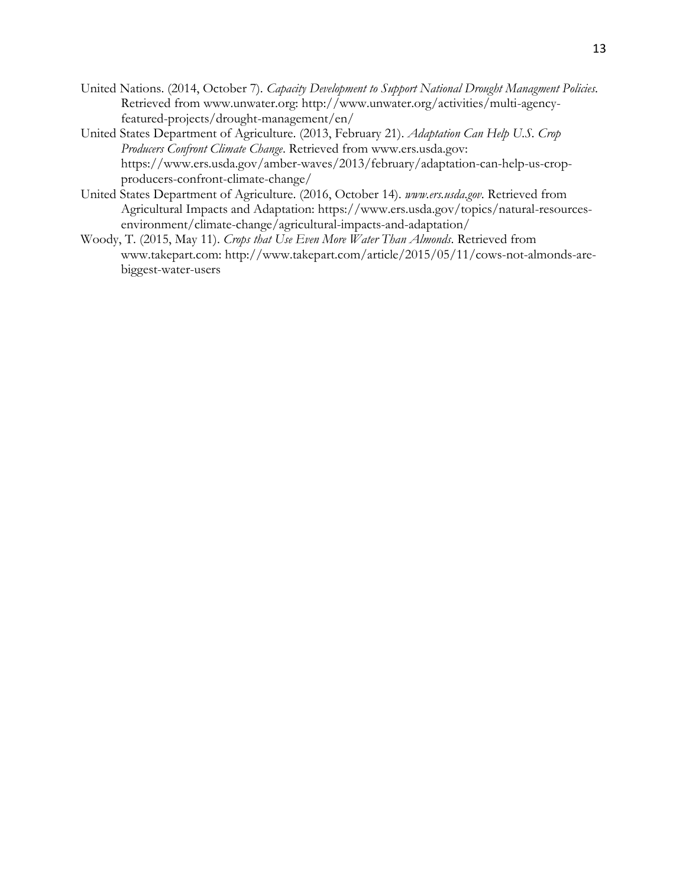United Nations. (2014, October 7). *Capacity Development to Support National Drought Managment Policies*. Retrieved from www.unwater.org: http://www.unwater.org/activities/multi-agency-featured-projects/drought-management/en/

United States Department of Agriculture. (2013, February 21). *Adaptation Can Help U.S. Crop Producers Confront Climate Change*. Retrieved from www.ers.usda.gov: https://www.ers.usda.gov/amber-waves/2013/february/adaptation-can-help-us-crop-producers-confront-climate-change/

United States Department of Agriculture. (2016, October 14). *www.ers.usda.gov*. Retrieved from Agricultural Impacts and Adaptation: https://www.ers.usda.gov/topics/natural-resources-environment/climate-change/agricultural-impacts-and-adaptation/

Woody, T. (2015, May 11). *Crops that Use Even More Water Than Almonds*. Retrieved from www.takepart.com: http://www.takepart.com/article/2015/05/11/cows-not-almonds-are-biggest-water-users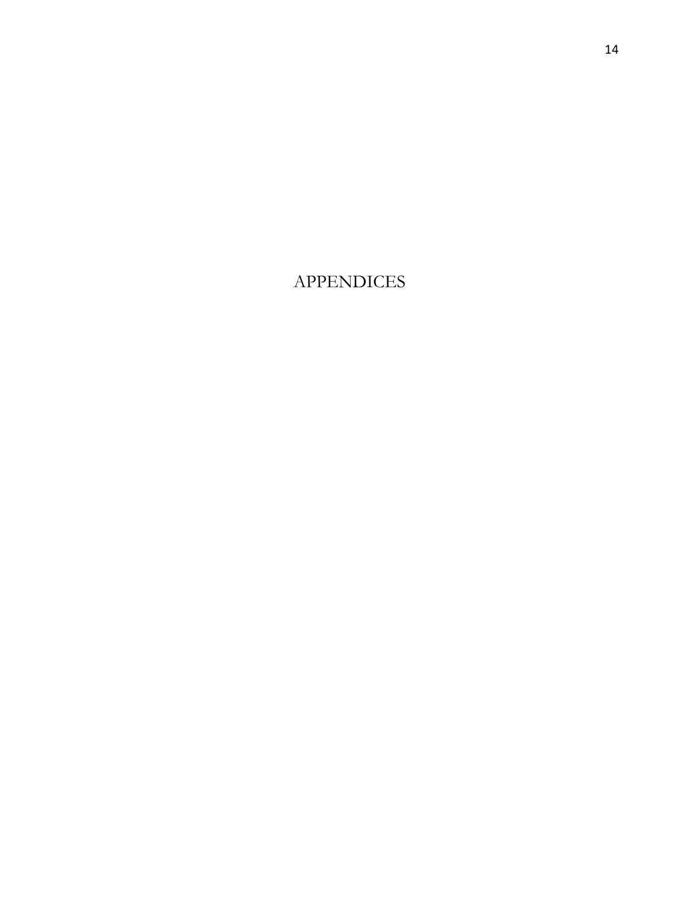# APPENDICES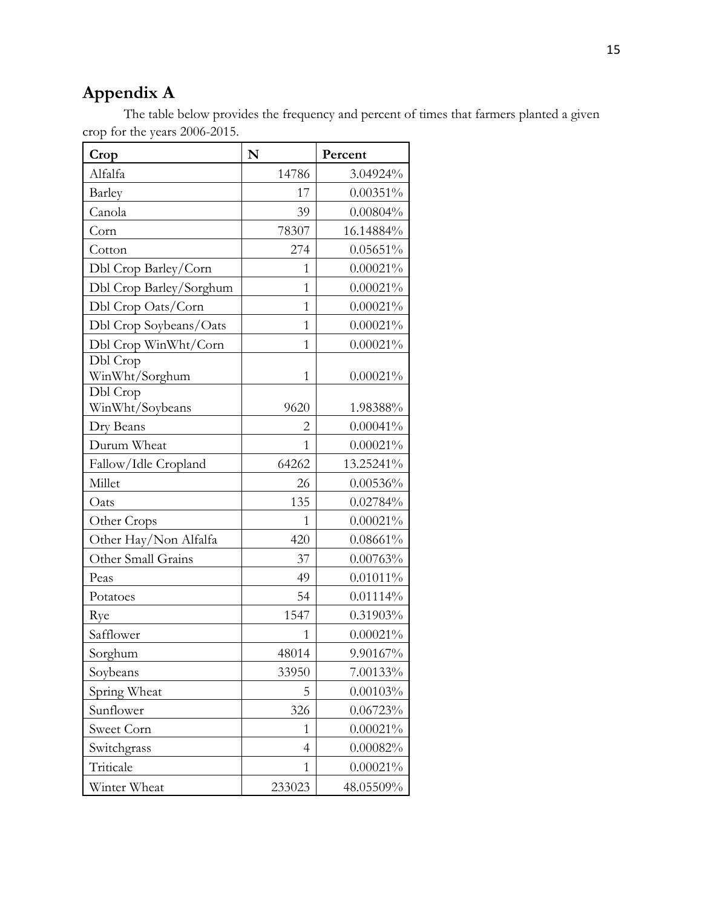# Appendix A

The table below provides the frequency and percent of times that farmers planted a given crop for the years 2006-2015.

| Crop | N | Percent |
|---|---|---|
| Alfalfa | 14786 | 3.04924% |
| Barley | 17 | 0.00351% |
| Canola | 39 | 0.00804% |
| Corn | 78307 | 16.14884% |
| Cotton | 274 | 0.05651% |
| Dbl Crop Barley/Corn | 1 | 0.00021% |
| Dbl Crop Barley/Sorghum | 1 | 0.00021% |
| Dbl Crop Oats/Corn | 1 | 0.00021% |
| Dbl Crop Soybeans/Oats | 1 | 0.00021% |
| Dbl Crop WinWht/Corn | 1 | 0.00021% |
| Dbl Crop WinWht/Sorghum | 1 | 0.00021% |
| Dbl Crop WinWht/Soybeans | 9620 | 1.98388% |
| Dry Beans | 2 | 0.00041% |
| Durum Wheat | 1 | 0.00021% |
| Fallow/Idle Cropland | 64262 | 13.25241% |
| Millet | 26 | 0.00536% |
| Oats | 135 | 0.02784% |
| Other Crops | 1 | 0.00021% |
| Other Hay/Non Alfalfa | 420 | 0.08661% |
| Other Small Grains | 37 | 0.00763% |
| Peas | 49 | 0.01011% |
| Potatoes | 54 | 0.01114% |
| Rye | 1547 | 0.31903% |
| Safflower | 1 | 0.00021% |
| Sorghum | 48014 | 9.90167% |
| Soybeans | 33950 | 7.00133% |
| Spring Wheat | 5 | 0.00103% |
| Sunflower | 326 | 0.06723% |
| Sweet Corn | 1 | 0.00021% |
| Switchgrass | 4 | 0.00082% |
| Triticale | 1 | 0.00021% |
| Winter Wheat | 233023 | 48.05509% |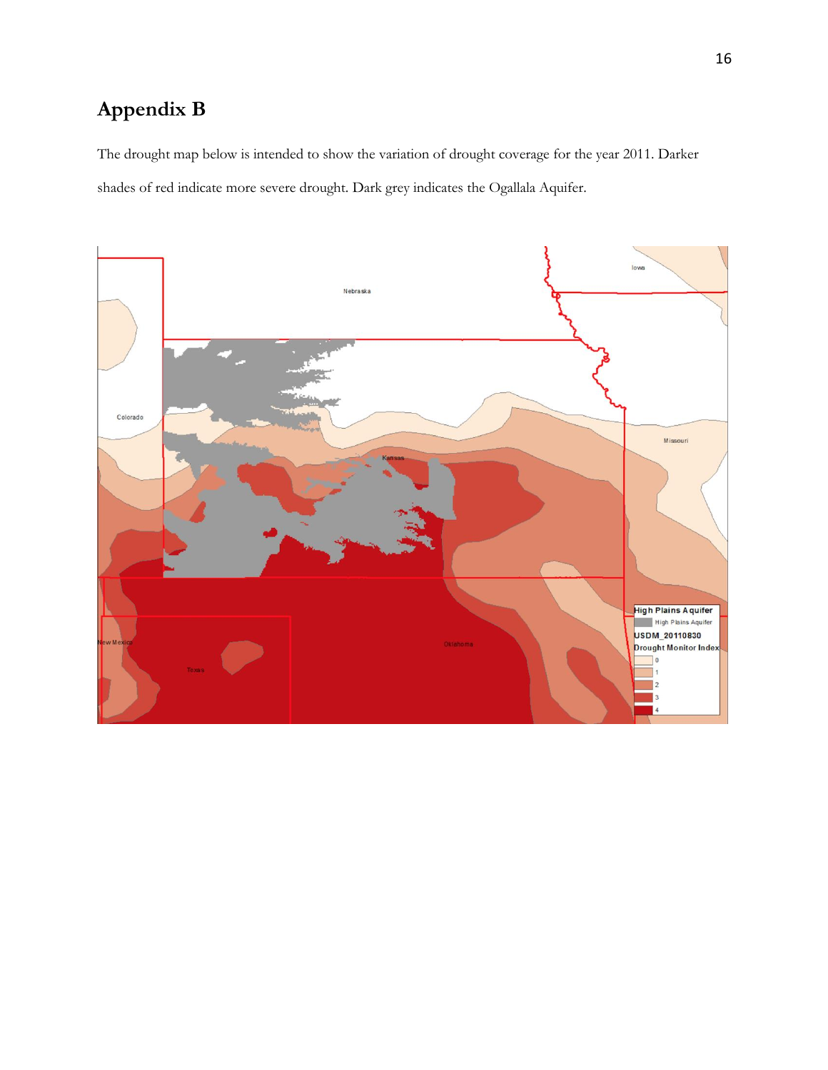## Appendix B

The drought map below is intended to show the variation of drought coverage for the year 2011. Darker shades of red indicate more severe drought. Dark grey indicates the Ogallala Aquifer.

Iowa

Nebraska

Colorado

Missouri

Kansas

New Mexico

Texas

Oklahoma

High Plains Aquifer

High Plains Aquifer

USDM_20110830

Drought Monitor Index

0

1

2

3

4